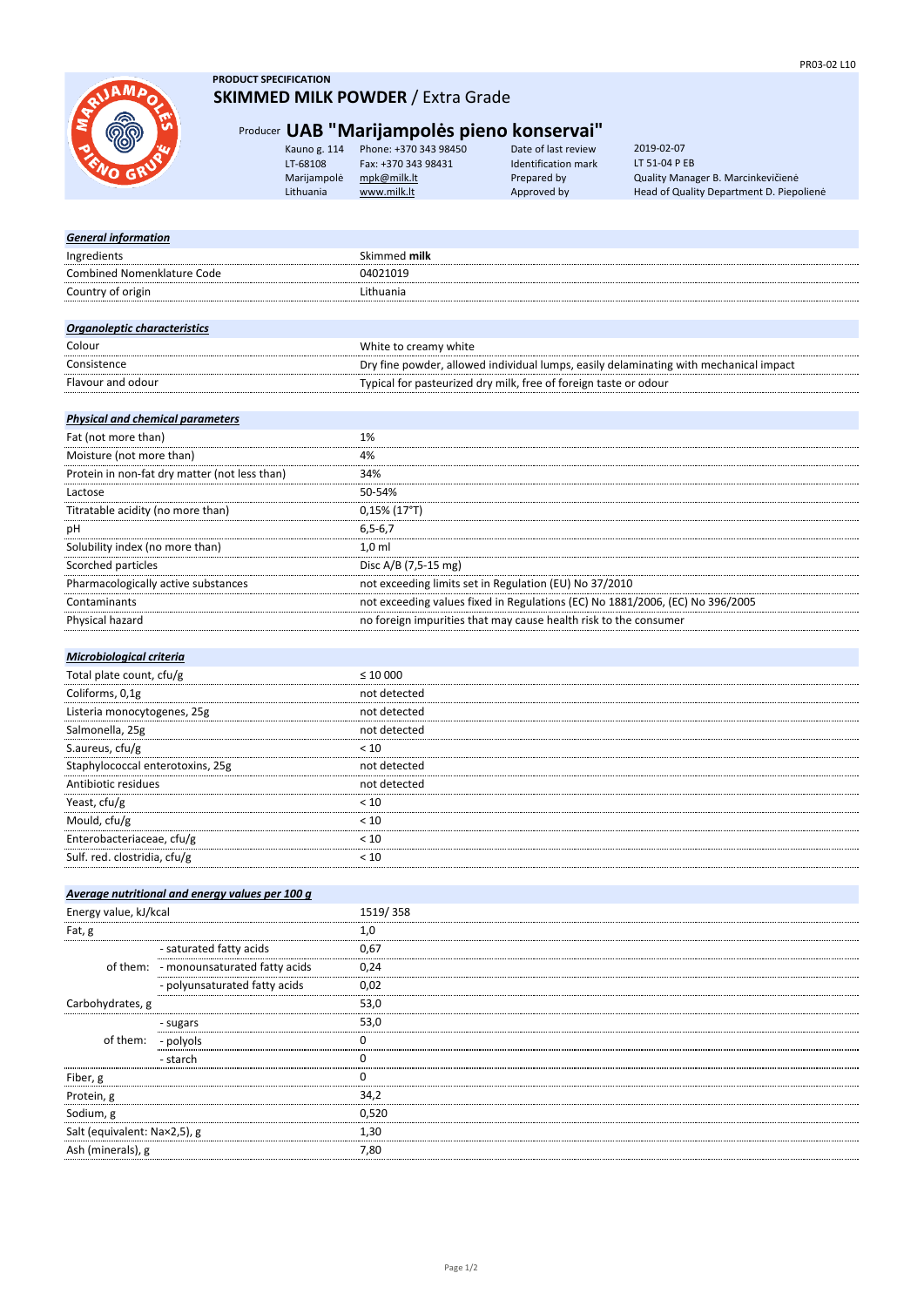**PRODUCT SPECIFICATION**

# SKIMMED MILK POWDER / Extra Grade

## Producer UAB "Marijampolės pieno konservai"

| | | | |
|---|---|---|---|
| Kauno g. 114 | Phone: +370 343 98450 | Date of last review | 2019-02-07 |
| LT-68108 | Fax: +370 343 98431 | Identification mark | LT 51-04 P EB |
| Marijampolė | mpk@milk.lt | Prepared by | Quality Manager B. Marcinkevičienė |
| Lithuania | www.milk.lt | Approved by | Head of Quality Department D. Piepolienė |

| ***General information*** | |
|---|---|
| Ingredients | Skimmed **milk** |
| Combined Nomenklature Code | 04021019 |
| Country of origin | Lithuania |

| ***Organoleptic characteristics*** | |
|---|---|
| Colour | White to creamy white |
| Consistence | Dry fine powder, allowed individual lumps, easily delaminating with mechanical impact |
| Flavour and odour | Typical for pasteurized dry milk, free of foreign taste or odour |

| ***Physical and chemical parameters*** | |
|---|---|
| Fat (not more than) | 1% |
| Moisture (not more than) | 4% |
| Protein in non-fat dry matter (not less than) | 34% |
| Lactose | 50-54% |
| Titratable acidity (no more than) | 0,15% (17°T) |
| pH | 6,5-6,7 |
| Solubility index (no more than) | 1,0 ml |
| Scorched particles | Disc A/B (7,5-15 mg) |
| Pharmacologically active substances | not exceeding limits set in Regulation (EU) No 37/2010 |
| Contaminants | not exceeding values fixed in Regulations (EC) No 1881/2006, (EC) No 396/2005 |
| Physical hazard | no foreign impurities that may cause health risk to the consumer |

| ***Microbiological criteria*** | |
|---|---|
| Total plate count, cfu/g | ≤ 10 000 |
| Coliforms, 0,1g | not detected |
| Listeria monocytogenes, 25g | not detected |
| Salmonella, 25g | not detected |
| S.aureus, cfu/g | < 10 |
| Staphylococcal enterotoxins, 25g | not detected |
| Antibiotic residues | not detected |
| Yeast, cfu/g | < 10 |
| Mould, cfu/g | < 10 |
| Enterobacteriaceae, cfu/g | < 10 |
| Sulf. red. clostridia, cfu/g | < 10 |

| ***Average nutritional and energy values per 100 g*** | | |
|---|---|---|
| Energy value, kJ/kcal | | 1519/ 358 |
| Fat, g | | 1,0 |
| of them: | - saturated fatty acids | 0,67 |
| | - monounsaturated fatty acids | 0,24 |
| | - polyunsaturated fatty acids | 0,02 |
| Carbohydrates, g | | 53,0 |
| of them: | - sugars | 53,0 |
| | - polyols | 0 |
| | - starch | 0 |
| Fiber, g | | 0 |
| Protein, g | | 34,2 |
| Sodium, g | | 0,520 |
| Salt (equivalent: Na×2,5), g | | 1,30 |
| Ash (minerals), g | | 7,80 |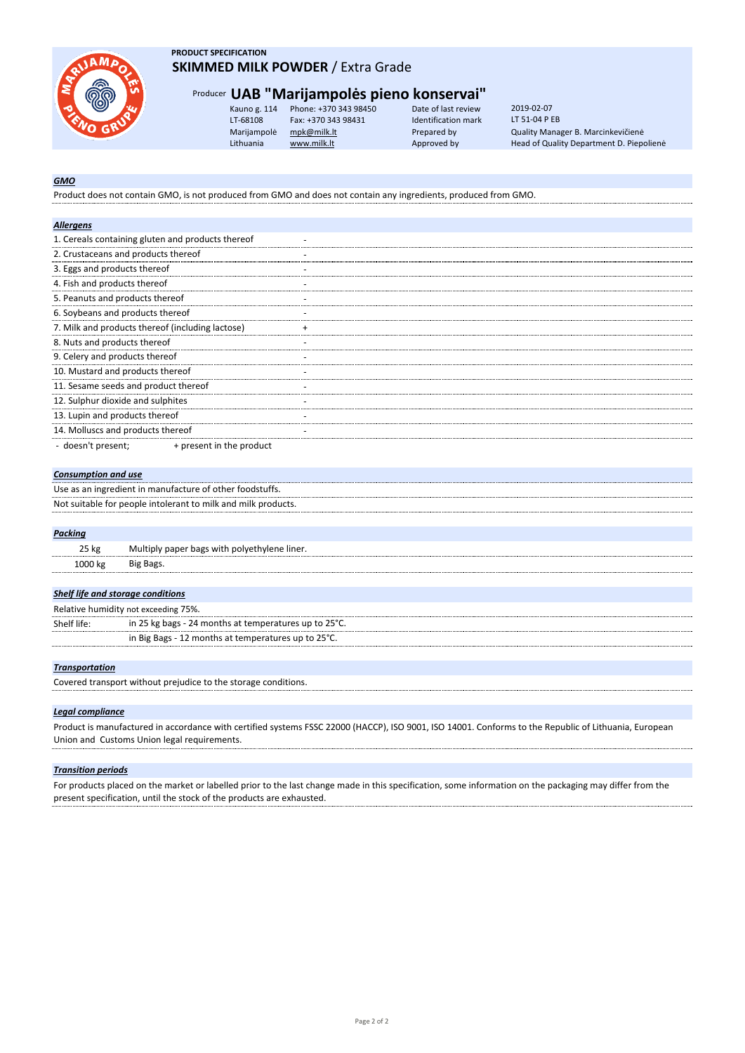**PRODUCT SPECIFICATION**

# SKIMMED MILK POWDER / Extra Grade

## Producer UAB "Marijampolės pieno konservai"

| | | | |
|---|---|---|---|
| Kauno g. 114 | Phone: +370 343 98450 | Date of last review | 2019-02-07 |
| LT-68108 | Fax: +370 343 98431 | Identification mark | LT 51-04 P EB |
| Marijampolė | mpk@milk.lt | Prepared by | Quality Manager B. Marcinkevičienė |
| Lithuania | www.milk.lt | Approved by | Head of Quality Department D. Piepolienė |

### *GMO*

Product does not contain GMO, is not produced from GMO and does not contain any ingredients, produced from GMO.

### *Allergens*

| | |
|---|---|
| 1. Cereals containing gluten and products thereof | - |
| 2. Crustaceans and products thereof | - |
| 3. Eggs and products thereof | - |
| 4. Fish and products thereof | - |
| 5. Peanuts and products thereof | - |
| 6. Soybeans and products thereof | - |
| 7. Milk and products thereof (including lactose) | + |
| 8. Nuts and products thereof | - |
| 9. Celery and products thereof | - |
| 10. Mustard and products thereof | - |
| 11. Sesame seeds and product thereof | - |
| 12. Sulphur dioxide and sulphites | - |
| 13. Lupin and products thereof | - |
| 14. Molluscs and products thereof | - |

- doesn't present; + present in the product

### *Consumption and use*

Use as an ingredient in manufacture of other foodstuffs.

Not suitable for people intolerant to milk and milk products.

### *Packing*

| | |
|---|---|
| 25 kg | Multiply paper bags with polyethylene liner. |
| 1000 kg | Big Bags. |

### *Shelf life and storage conditions*

Relative humidity not exceeding 75%.

| | |
|---|---|
| Shelf life: | in 25 kg bags - 24 months at temperatures up to 25°C. |
| | in Big Bags - 12 months at temperatures up to 25°C. |

### *Transportation*

Covered transport without prejudice to the storage conditions.

### *Legal compliance*

Product is manufactured in accordance with certified systems FSSC 22000 (HACCP), ISO 9001, ISO 14001. Conforms to the Republic of Lithuania, European Union and Customs Union legal requirements.

### *Transition periods*

For products placed on the market or labelled prior to the last change made in this specification, some information on the packaging may differ from the present specification, until the stock of the products are exhausted.